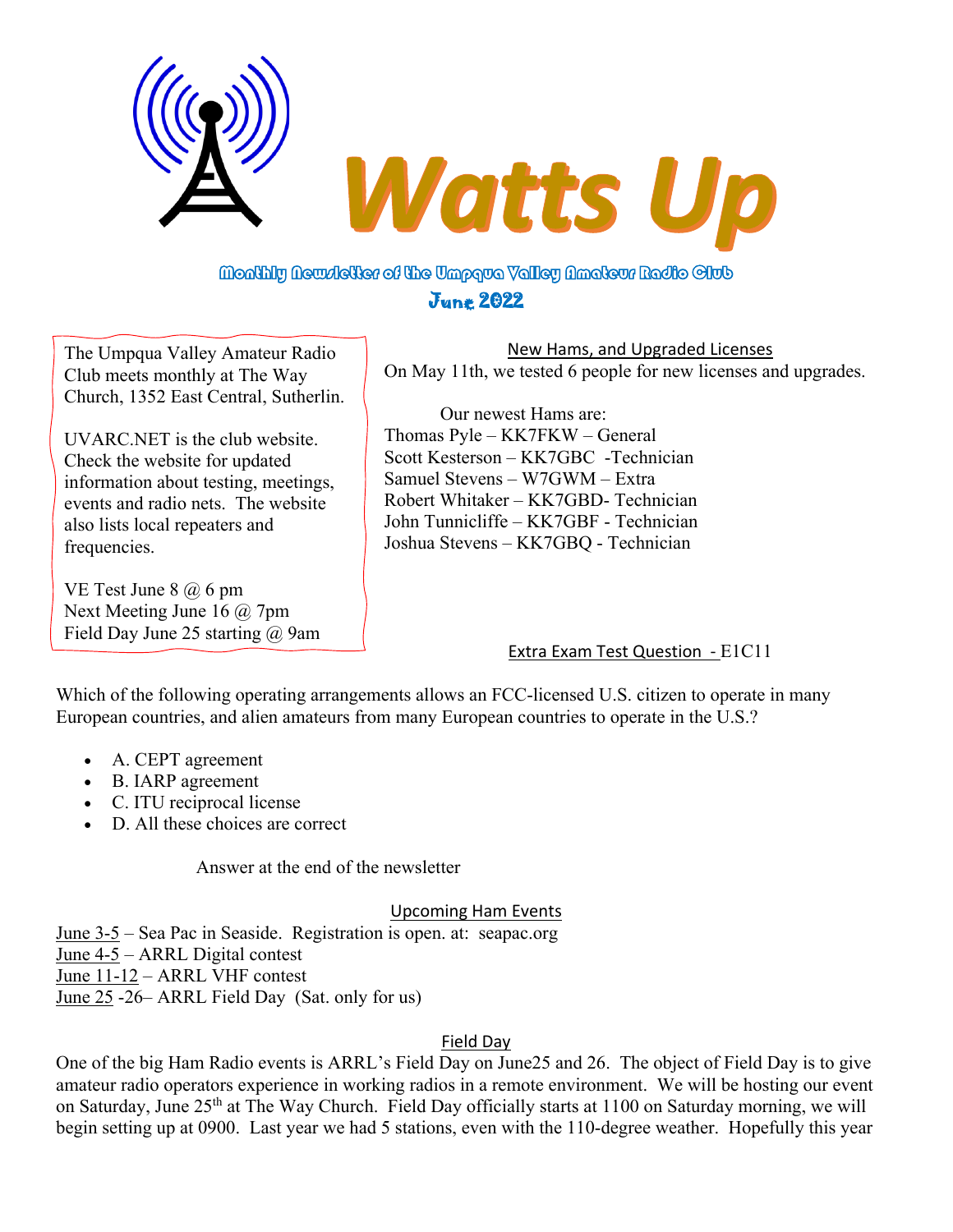# Watts Up

**Monthly Newsletter of the Umpqua Valley Amateur Radio Club**

**June 2022**

The Umpqua Valley Amateur Radio Club meets monthly at The Way Church, 1352 East Central, Sutherlin.

UVARC.NET is the club website. Check the website for updated information about testing, meetings, events and radio nets. The website also lists local repeaters and frequencies.

VE Test June 8 @ 6 pm
Next Meeting June 16 @ 7pm
Field Day June 25 starting @ 9am

## New Hams, and Upgraded Licenses

On May 11th, we tested 6 people for new licenses and upgrades.

Our newest Hams are:

Thomas Pyle – KK7FKW – General
Scott Kesterson – KK7GBC -Technician
Samuel Stevens – W7GWM – Extra
Robert Whitaker – KK7GBD- Technician
John Tunnicliffe – KK7GBF - Technician
Joshua Stevens – KK7GBQ - Technician

## Extra Exam Test Question - E1C11

Which of the following operating arrangements allows an FCC-licensed U.S. citizen to operate in many European countries, and alien amateurs from many European countries to operate in the U.S.?

- A. CEPT agreement
- B. IARP agreement
- C. ITU reciprocal license
- D. All these choices are correct

Answer at the end of the newsletter

## Upcoming Ham Events

June 3-5 – Sea Pac in Seaside. Registration is open. at: seapac.org
June 4-5 – ARRL Digital contest
June 11-12 – ARRL VHF contest
June 25 -26– ARRL Field Day (Sat. only for us)

## Field Day

One of the big Ham Radio events is ARRL's Field Day on June25 and 26. The object of Field Day is to give amateur radio operators experience in working radios in a remote environment. We will be hosting our event on Saturday, June 25th at The Way Church. Field Day officially starts at 1100 on Saturday morning, we will begin setting up at 0900. Last year we had 5 stations, even with the 110-degree weather. Hopefully this year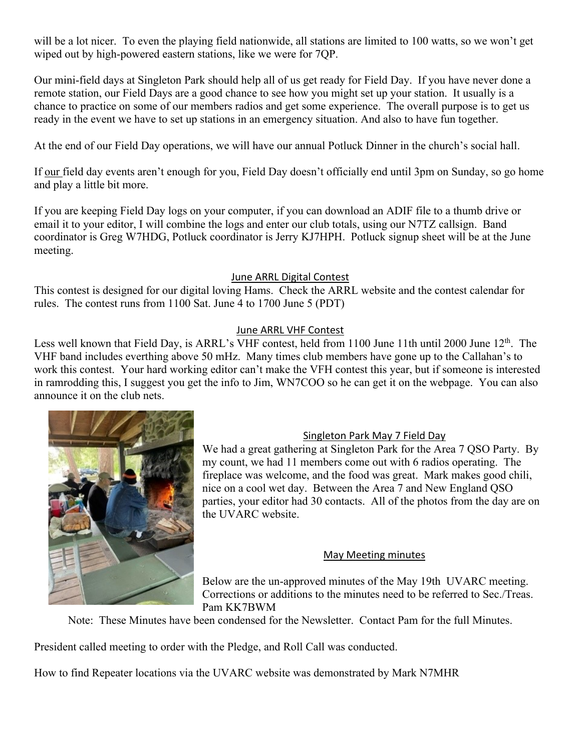will be a lot nicer. To even the playing field nationwide, all stations are limited to 100 watts, so we won't get wiped out by high-powered eastern stations, like we were for 7QP.

Our mini-field days at Singleton Park should help all of us get ready for Field Day. If you have never done a remote station, our Field Days are a good chance to see how you might set up your station. It usually is a chance to practice on some of our members radios and get some experience. The overall purpose is to get us ready in the event we have to set up stations in an emergency situation. And also to have fun together.

At the end of our Field Day operations, we will have our annual Potluck Dinner in the church's social hall.

If our field day events aren't enough for you, Field Day doesn't officially end until 3pm on Sunday, so go home and play a little bit more.

If you are keeping Field Day logs on your computer, if you can download an ADIF file to a thumb drive or email it to your editor, I will combine the logs and enter our club totals, using our N7TZ callsign. Band coordinator is Greg W7HDG, Potluck coordinator is Jerry KJ7HPH. Potluck signup sheet will be at the June meeting.

## June ARRL Digital Contest

This contest is designed for our digital loving Hams. Check the ARRL website and the contest calendar for rules. The contest runs from 1100 Sat. June 4 to 1700 June 5 (PDT)

## June ARRL VHF Contest

Less well known that Field Day, is ARRL's VHF contest, held from 1100 June 11th until 2000 June 12th. The VHF band includes everthing above 50 mHz. Many times club members have gone up to the Callahan's to work this contest. Your hard working editor can't make the VFH contest this year, but if someone is interested in ramrodding this, I suggest you get the info to Jim, WN7COO so he can get it on the webpage. You can also announce it on the club nets.

## Singleton Park May 7 Field Day

We had a great gathering at Singleton Park for the Area 7 QSO Party. By my count, we had 11 members come out with 6 radios operating. The fireplace was welcome, and the food was great. Mark makes good chili, nice on a cool wet day. Between the Area 7 and New England QSO parties, your editor had 30 contacts. All of the photos from the day are on the UVARC website.

## May Meeting minutes

Below are the un-approved minutes of the May 19th UVARC meeting. Corrections or additions to the minutes need to be referred to Sec./Treas. Pam KK7BWM

Note: These Minutes have been condensed for the Newsletter. Contact Pam for the full Minutes.

President called meeting to order with the Pledge, and Roll Call was conducted.

How to find Repeater locations via the UVARC website was demonstrated by Mark N7MHR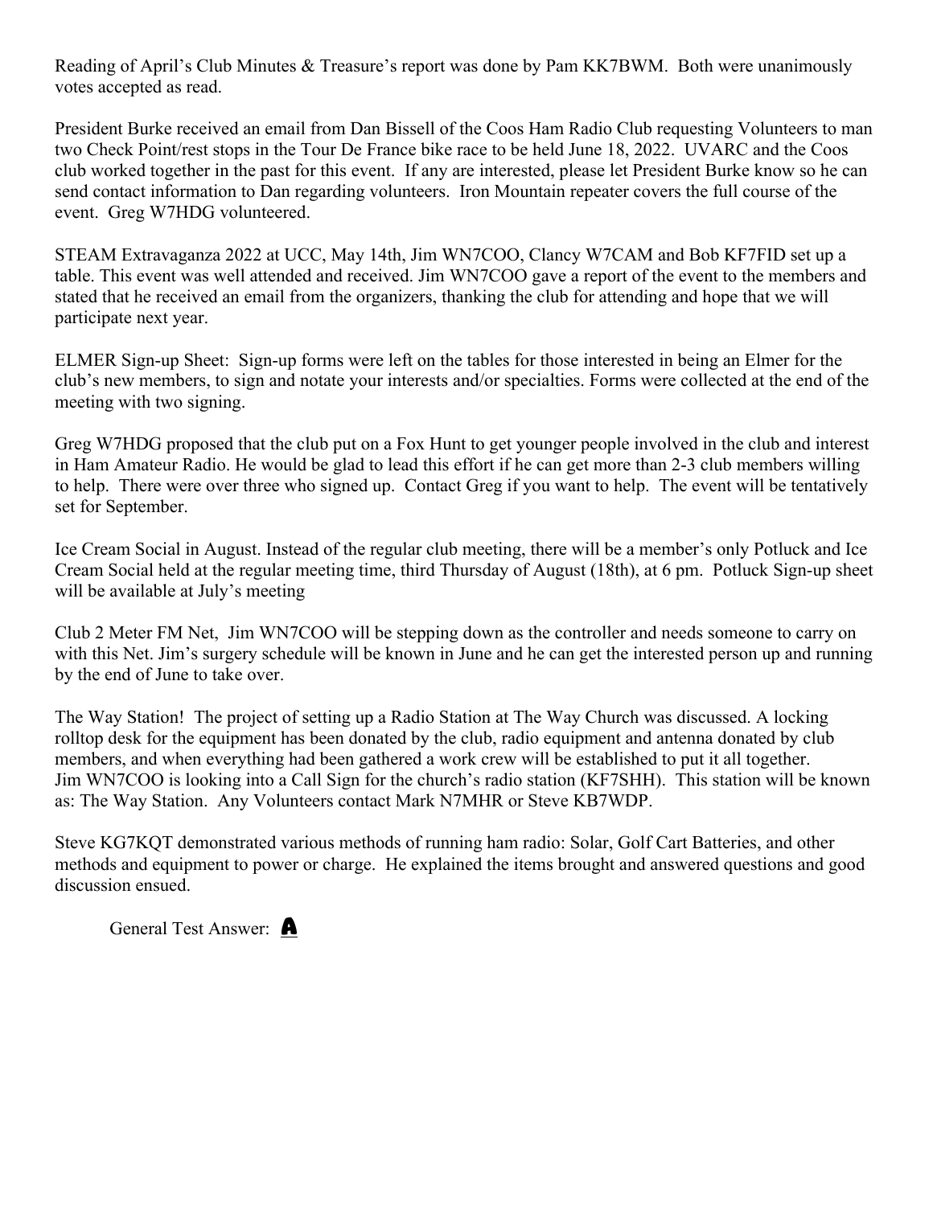Reading of April's Club Minutes & Treasure's report was done by Pam KK7BWM. Both were unanimously votes accepted as read.

President Burke received an email from Dan Bissell of the Coos Ham Radio Club requesting Volunteers to man two Check Point/rest stops in the Tour De France bike race to be held June 18, 2022. UVARC and the Coos club worked together in the past for this event. If any are interested, please let President Burke know so he can send contact information to Dan regarding volunteers. Iron Mountain repeater covers the full course of the event. Greg W7HDG volunteered.

STEAM Extravaganza 2022 at UCC, May 14th, Jim WN7COO, Clancy W7CAM and Bob KF7FID set up a table. This event was well attended and received. Jim WN7COO gave a report of the event to the members and stated that he received an email from the organizers, thanking the club for attending and hope that we will participate next year.

ELMER Sign-up Sheet: Sign-up forms were left on the tables for those interested in being an Elmer for the club's new members, to sign and notate your interests and/or specialties. Forms were collected at the end of the meeting with two signing.

Greg W7HDG proposed that the club put on a Fox Hunt to get younger people involved in the club and interest in Ham Amateur Radio. He would be glad to lead this effort if he can get more than 2-3 club members willing to help. There were over three who signed up. Contact Greg if you want to help. The event will be tentatively set for September.

Ice Cream Social in August. Instead of the regular club meeting, there will be a member's only Potluck and Ice Cream Social held at the regular meeting time, third Thursday of August (18th), at 6 pm. Potluck Sign-up sheet will be available at July's meeting

Club 2 Meter FM Net, Jim WN7COO will be stepping down as the controller and needs someone to carry on with this Net. Jim's surgery schedule will be known in June and he can get the interested person up and running by the end of June to take over.

The Way Station! The project of setting up a Radio Station at The Way Church was discussed. A locking rolltop desk for the equipment has been donated by the club, radio equipment and antenna donated by club members, and when everything had been gathered a work crew will be established to put it all together. Jim WN7COO is looking into a Call Sign for the church's radio station (KF7SHH). This station will be known as: The Way Station. Any Volunteers contact Mark N7MHR or Steve KB7WDP.

Steve KG7KQT demonstrated various methods of running ham radio: Solar, Golf Cart Batteries, and other methods and equipment to power or charge. He explained the items brought and answered questions and good discussion ensued.

General Test Answer: **A**